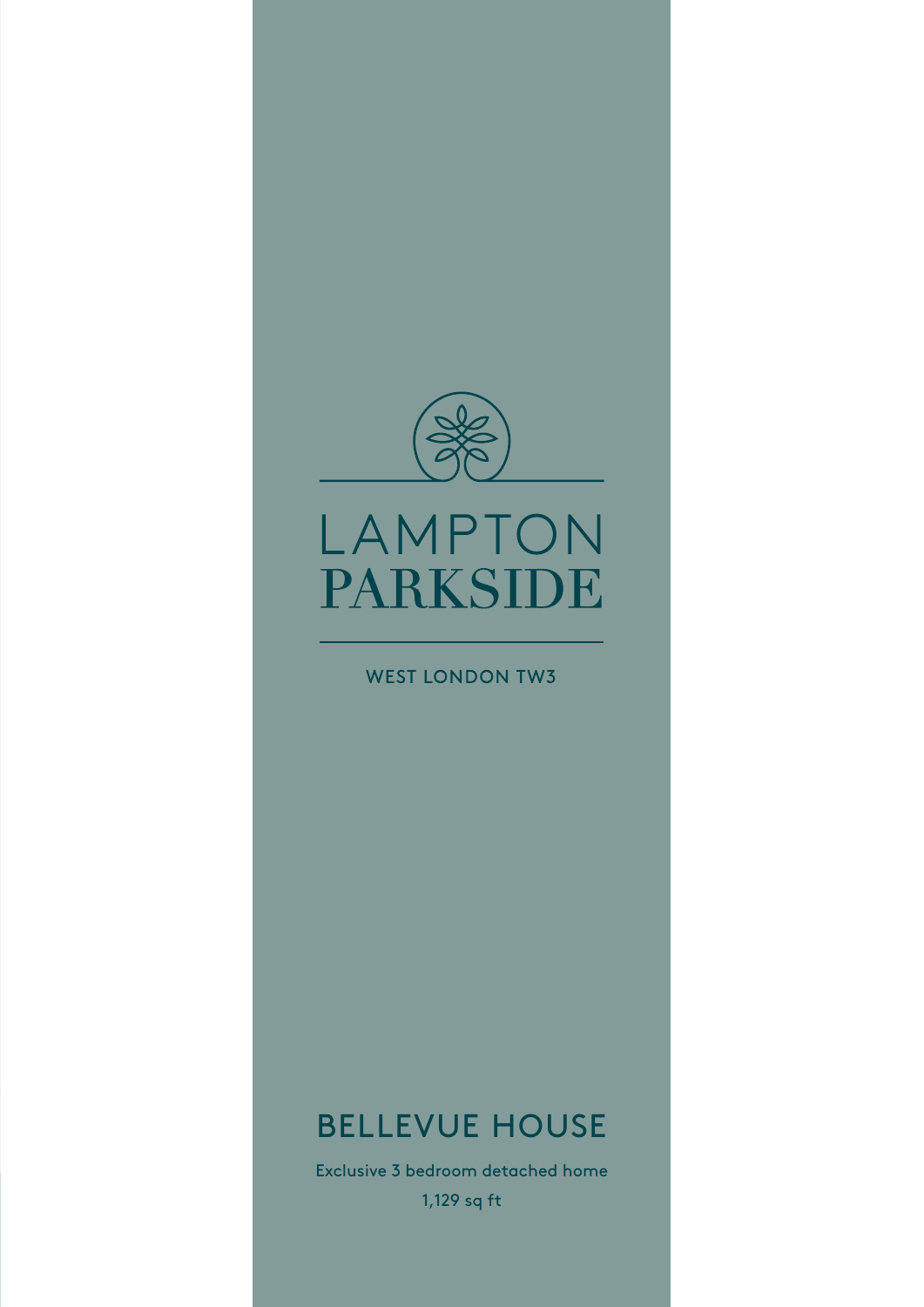# LAMPTON PARKSIDE

WEST LONDON TW3

## BELLEVUE HOUSE

Exclusive 3 bedroom detached home

1,129 sq ft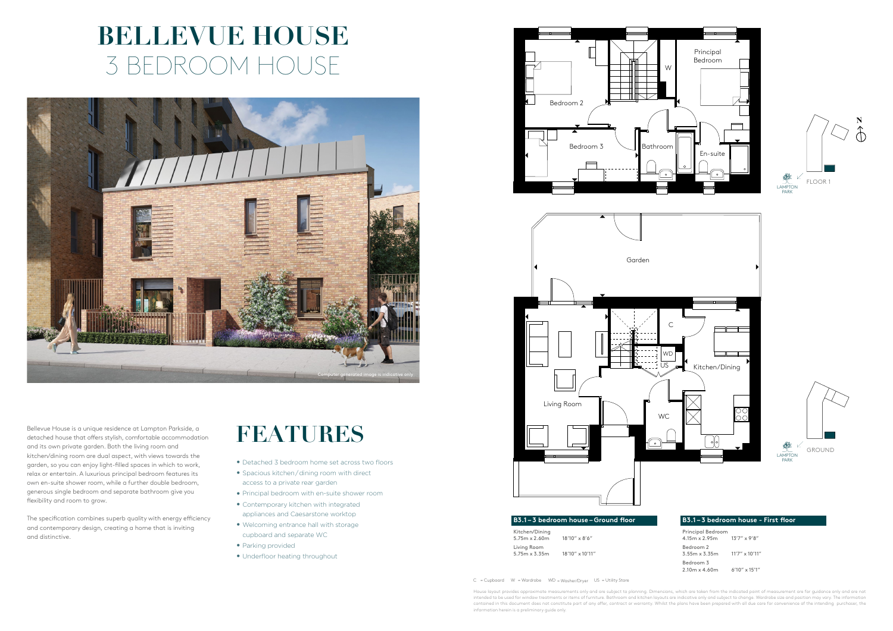# BELLEVUE HOUSE
## 3 BEDROOM HOUSE

Computer generated image is indicative only

Bellevue House is a unique residence at Lampton Parkside, a detached house that offers stylish, comfortable accommodation and its own private garden. Both the living room and kitchen/dining room are dual aspect, with views towards the garden, so you can enjoy light-filled spaces in which to work, relax or entertain. A luxurious principal bedroom features its own en-suite shower room, while a further double bedroom, generous single bedroom and separate bathroom give you flexibility and room to grow.

The specification combines superb quality with energy efficiency and contemporary design, creating a home that is inviting and distinctive.

# FEATURES

- Detached 3 bedroom home set across two floors
- Spacious kitchen/dining room with direct access to a private rear garden
- Principal bedroom with en-suite shower room
- Contemporary kitchen with integrated appliances and Caesarstone worktop
- Welcoming entrance hall with storage cupboard and separate WC
- Parking provided
- Underfloor heating throughout

**B3.1 – 3 bedroom house – Ground floor**

| Room | Metric | Imperial |
| --- | --- | --- |
| Kitchen/Dining | 5.75m x 2.60m | 18'10" x 8'6" |
| Living Room | 5.75m x 3.35m | 18'10" x 10'11" |

**B3.1 – 3 bedroom house - First floor**

| Room | Metric | Imperial |
| --- | --- | --- |
| Principal Bedroom | 4.15m x 2.95m | 13'7" x 9'8" |
| Bedroom 2 | 3.55m x 3.35m | 11'7" x 10'11" |
| Bedroom 3 | 2.10m x 4.60m | 6'10" x 15'1" |

C = Cupboard W = Wardrobe WD = Washer/Dryer US = Utility Store

House layout provides approximate measurements only and are subject to planning. Dimensions, which are taken from the indicated point of measurement are for guidance only and are not intended to be used for window treatments or items of furniture. Bathroom and kitchen layouts are indicative only and subject to change. Wardrobe size and position may vary. The information contained in this document does not constitute part of any offer, contract or warranty. Whilst the plans have been prepared with all due care for convenience of the intending purchaser, the information herein is a preliminary guide only.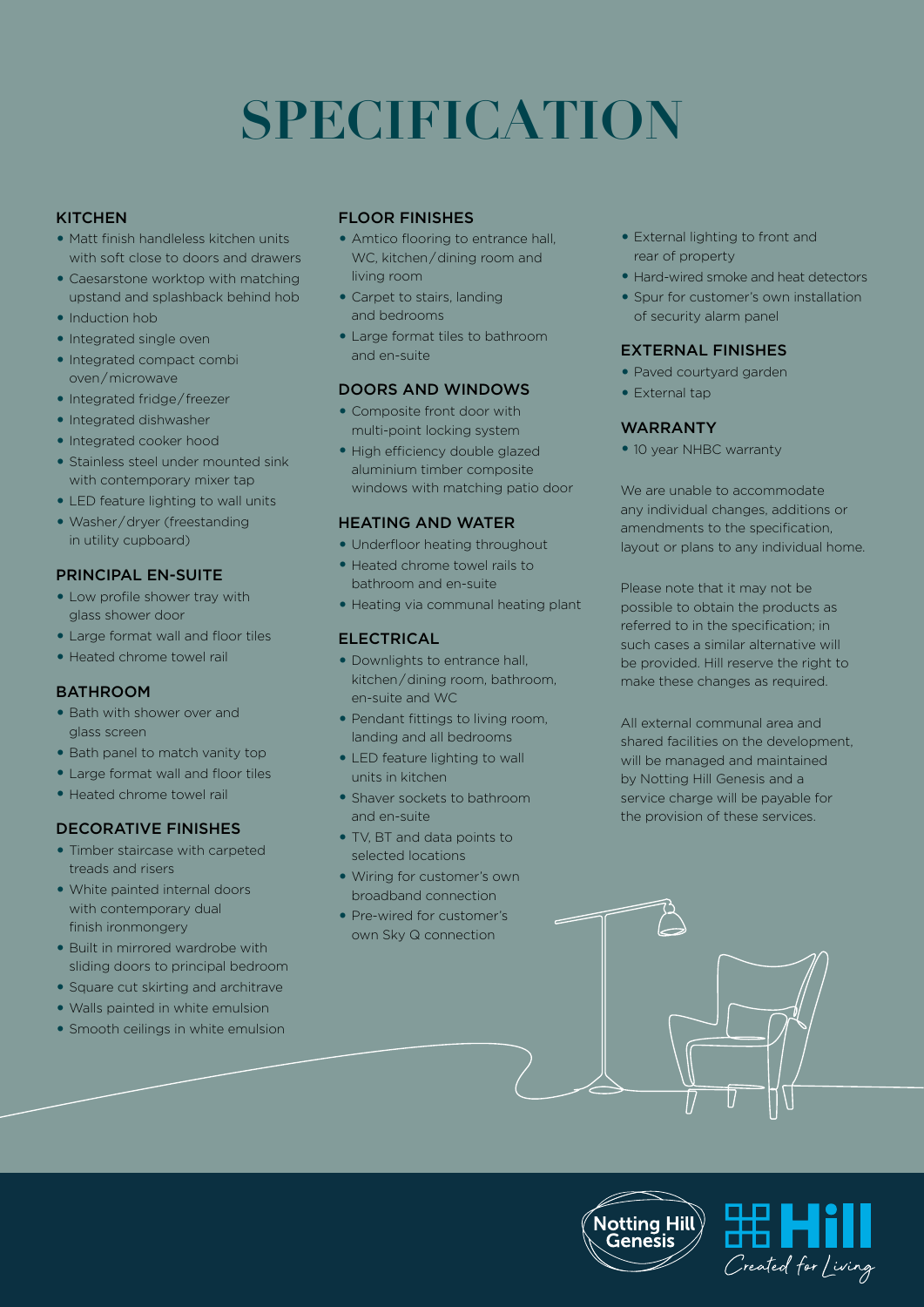# SPECIFICATION

## KITCHEN

- Matt finish handleless kitchen units with soft close to doors and drawers
- Caesarstone worktop with matching upstand and splashback behind hob
- Induction hob
- Integrated single oven
- Integrated compact combi oven/microwave
- Integrated fridge/freezer
- Integrated dishwasher
- Integrated cooker hood
- Stainless steel under mounted sink with contemporary mixer tap
- LED feature lighting to wall units
- Washer/dryer (freestanding in utility cupboard)

## PRINCIPAL EN-SUITE

- Low profile shower tray with glass shower door
- Large format wall and floor tiles
- Heated chrome towel rail

## BATHROOM

- Bath with shower over and glass screen
- Bath panel to match vanity top
- Large format wall and floor tiles
- Heated chrome towel rail

## DECORATIVE FINISHES

- Timber staircase with carpeted treads and risers
- White painted internal doors with contemporary dual finish ironmongery
- Built in mirrored wardrobe with sliding doors to principal bedroom
- Square cut skirting and architrave
- Walls painted in white emulsion
- Smooth ceilings in white emulsion

## FLOOR FINISHES

- Amtico flooring to entrance hall, WC, kitchen/dining room and living room
- Carpet to stairs, landing and bedrooms
- Large format tiles to bathroom and en-suite

## DOORS AND WINDOWS

- Composite front door with multi-point locking system
- High efficiency double glazed aluminium timber composite windows with matching patio door

## HEATING AND WATER

- Underfloor heating throughout
- Heated chrome towel rails to bathroom and en-suite
- Heating via communal heating plant

## ELECTRICAL

- Downlights to entrance hall, kitchen/dining room, bathroom, en-suite and WC
- Pendant fittings to living room, landing and all bedrooms
- LED feature lighting to wall units in kitchen
- Shaver sockets to bathroom and en-suite
- TV, BT and data points to selected locations
- Wiring for customer's own broadband connection
- Pre-wired for customer's own Sky Q connection
- External lighting to front and rear of property
- Hard-wired smoke and heat detectors
- Spur for customer's own installation of security alarm panel

## EXTERNAL FINISHES

- Paved courtyard garden
- External tap

## WARRANTY

- 10 year NHBC warranty

We are unable to accommodate any individual changes, additions or amendments to the specification, layout or plans to any individual home.

Please note that it may not be possible to obtain the products as referred to in the specification; in such cases a similar alternative will be provided. Hill reserve the right to make these changes as required.

All external communal area and shared facilities on the development, will be managed and maintained by Notting Hill Genesis and a service charge will be payable for the provision of these services.

Notting Hill Genesis

Hill
*Created for Living*